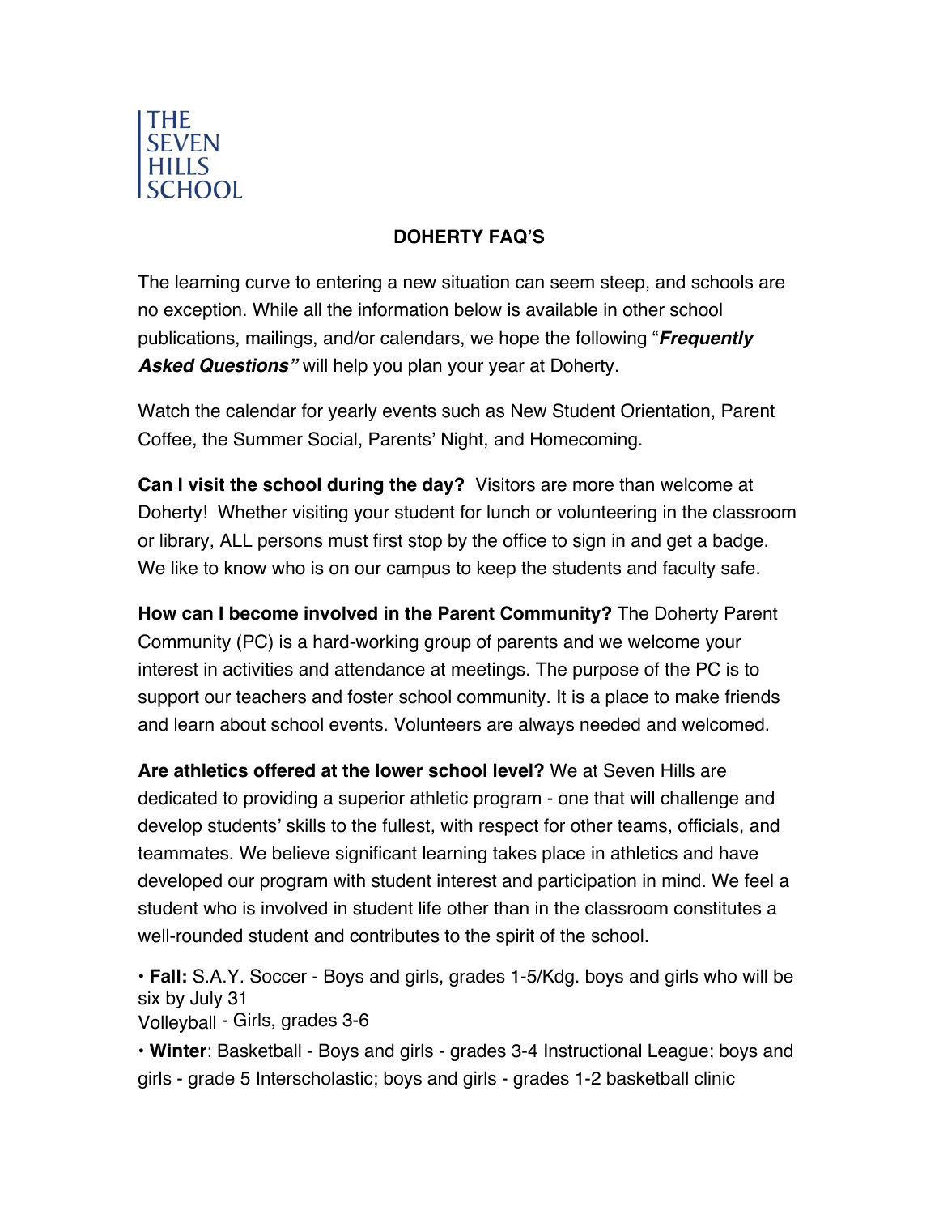THE
SEVEN
HILLS
SCHOOL

# DOHERTY FAQ'S

The learning curve to entering a new situation can seem steep, and schools are no exception. While all the information below is available in other school publications, mailings, and/or calendars, we hope the following "***Frequently Asked Questions"*** will help you plan your year at Doherty.

Watch the calendar for yearly events such as New Student Orientation, Parent Coffee, the Summer Social, Parents' Night, and Homecoming.

**Can I visit the school during the day?** Visitors are more than welcome at Doherty! Whether visiting your student for lunch or volunteering in the classroom or library, ALL persons must first stop by the office to sign in and get a badge. We like to know who is on our campus to keep the students and faculty safe.

**How can I become involved in the Parent Community?** The Doherty Parent Community (PC) is a hard-working group of parents and we welcome your interest in activities and attendance at meetings. The purpose of the PC is to support our teachers and foster school community. It is a place to make friends and learn about school events. Volunteers are always needed and welcomed.

**Are athletics offered at the lower school level?** We at Seven Hills are dedicated to providing a superior athletic program - one that will challenge and develop students' skills to the fullest, with respect for other teams, officials, and teammates. We believe significant learning takes place in athletics and have developed our program with student interest and participation in mind. We feel a student who is involved in student life other than in the classroom constitutes a well-rounded student and contributes to the spirit of the school.

• **Fall:** S.A.Y. Soccer - Boys and girls, grades 1-5/Kdg. boys and girls who will be six by July 31
Volleyball - Girls, grades 3-6

• **Winter**: Basketball - Boys and girls - grades 3-4 Instructional League; boys and girls - grade 5 Interscholastic; boys and girls - grades 1-2 basketball clinic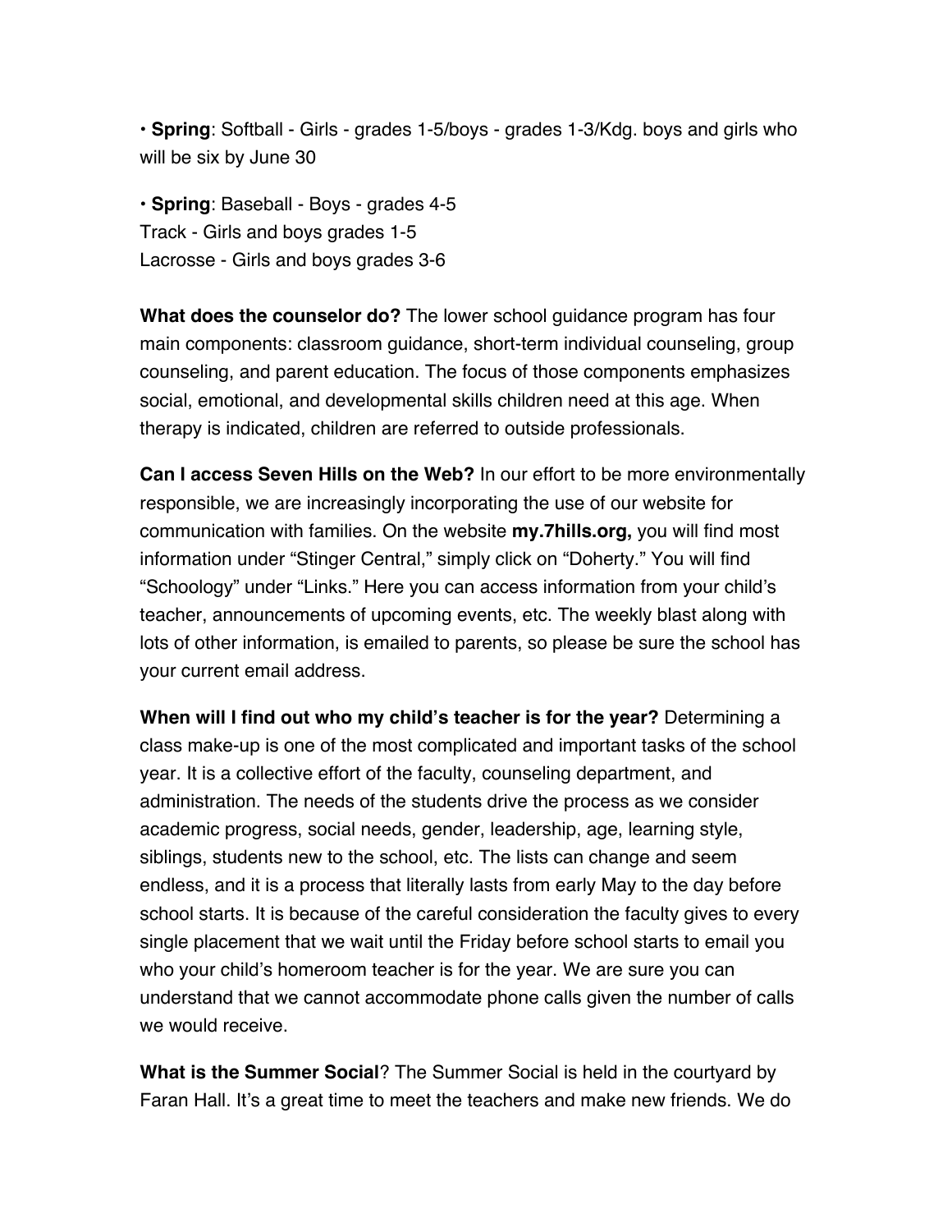• **Spring**: Softball - Girls - grades 1-5/boys - grades 1-3/Kdg. boys and girls who will be six by June 30

• **Spring**: Baseball - Boys - grades 4-5
Track - Girls and boys grades 1-5
Lacrosse - Girls and boys grades 3-6

**What does the counselor do?** The lower school guidance program has four main components: classroom guidance, short-term individual counseling, group counseling, and parent education. The focus of those components emphasizes social, emotional, and developmental skills children need at this age. When therapy is indicated, children are referred to outside professionals.

**Can I access Seven Hills on the Web?** In our effort to be more environmentally responsible, we are increasingly incorporating the use of our website for communication with families. On the website **my.7hills.org,** you will find most information under "Stinger Central," simply click on "Doherty." You will find "Schoology" under "Links." Here you can access information from your child's teacher, announcements of upcoming events, etc. The weekly blast along with lots of other information, is emailed to parents, so please be sure the school has your current email address.

**When will I find out who my child's teacher is for the year?** Determining a class make-up is one of the most complicated and important tasks of the school year. It is a collective effort of the faculty, counseling department, and administration. The needs of the students drive the process as we consider academic progress, social needs, gender, leadership, age, learning style, siblings, students new to the school, etc. The lists can change and seem endless, and it is a process that literally lasts from early May to the day before school starts. It is because of the careful consideration the faculty gives to every single placement that we wait until the Friday before school starts to email you who your child's homeroom teacher is for the year. We are sure you can understand that we cannot accommodate phone calls given the number of calls we would receive.

**What is the Summer Social**? The Summer Social is held in the courtyard by Faran Hall. It's a great time to meet the teachers and make new friends. We do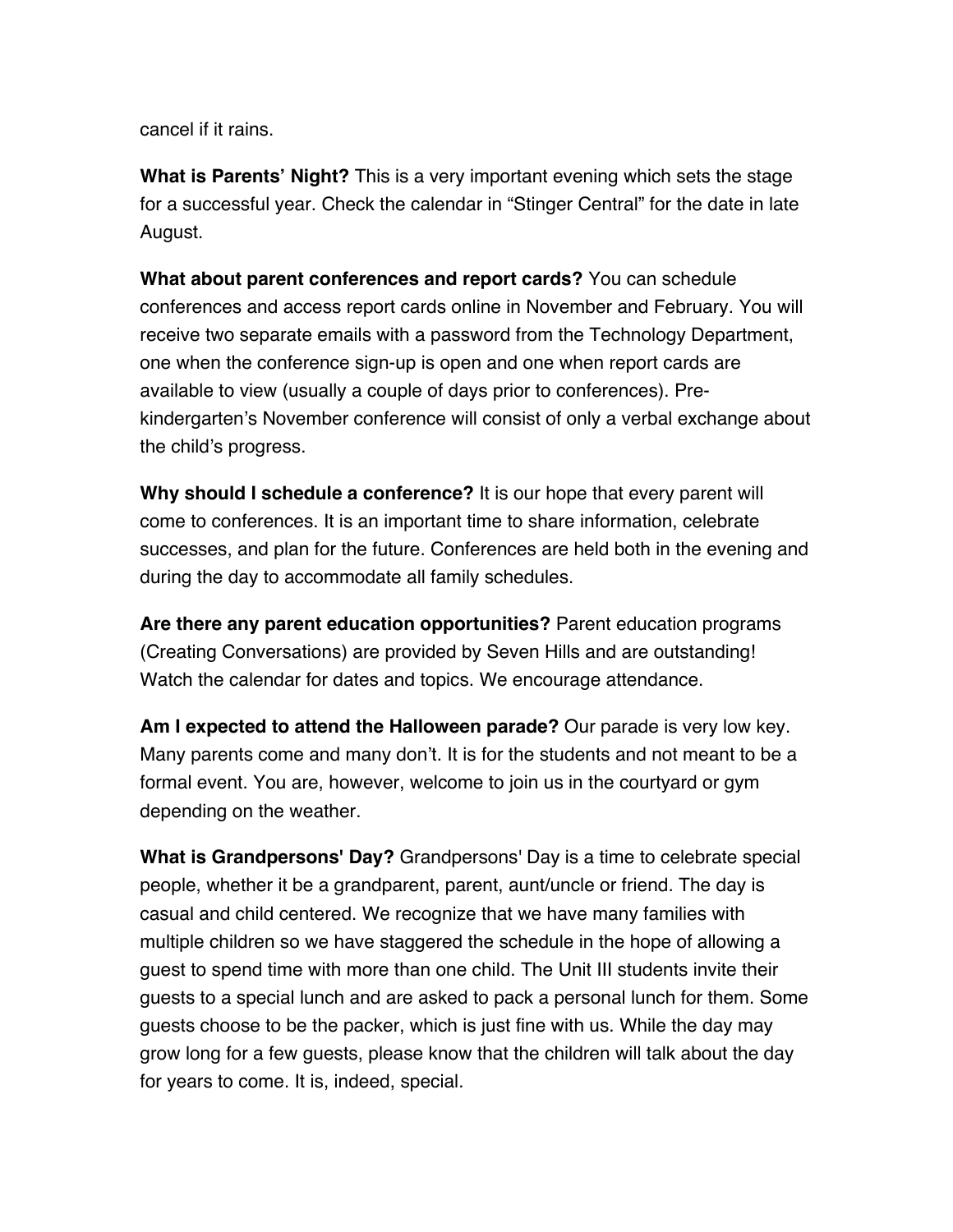cancel if it rains.

**What is Parents' Night?** This is a very important evening which sets the stage for a successful year. Check the calendar in "Stinger Central" for the date in late August.

**What about parent conferences and report cards?** You can schedule conferences and access report cards online in November and February. You will receive two separate emails with a password from the Technology Department, one when the conference sign-up is open and one when report cards are available to view (usually a couple of days prior to conferences). Pre-kindergarten's November conference will consist of only a verbal exchange about the child's progress.

**Why should I schedule a conference?** It is our hope that every parent will come to conferences. It is an important time to share information, celebrate successes, and plan for the future. Conferences are held both in the evening and during the day to accommodate all family schedules.

**Are there any parent education opportunities?** Parent education programs (Creating Conversations) are provided by Seven Hills and are outstanding! Watch the calendar for dates and topics. We encourage attendance.

**Am I expected to attend the Halloween parade?** Our parade is very low key. Many parents come and many don't. It is for the students and not meant to be a formal event. You are, however, welcome to join us in the courtyard or gym depending on the weather.

**What is Grandpersons' Day?** Grandpersons' Day is a time to celebrate special people, whether it be a grandparent, parent, aunt/uncle or friend. The day is casual and child centered. We recognize that we have many families with multiple children so we have staggered the schedule in the hope of allowing a guest to spend time with more than one child. The Unit III students invite their guests to a special lunch and are asked to pack a personal lunch for them. Some guests choose to be the packer, which is just fine with us. While the day may grow long for a few guests, please know that the children will talk about the day for years to come. It is, indeed, special.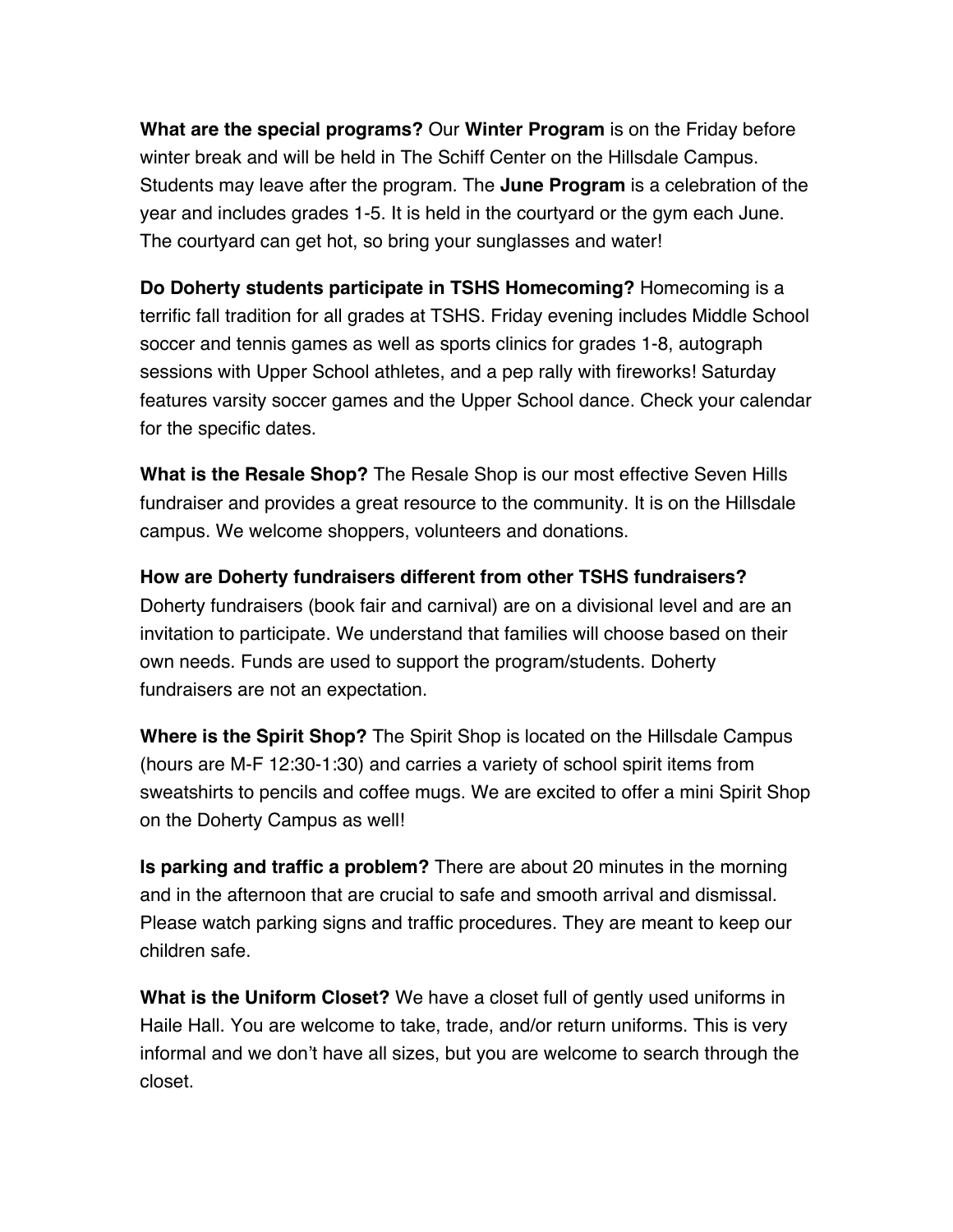**What are the special programs?** Our **Winter Program** is on the Friday before winter break and will be held in The Schiff Center on the Hillsdale Campus. Students may leave after the program. The **June Program** is a celebration of the year and includes grades 1-5. It is held in the courtyard or the gym each June. The courtyard can get hot, so bring your sunglasses and water!

**Do Doherty students participate in TSHS Homecoming?** Homecoming is a terrific fall tradition for all grades at TSHS. Friday evening includes Middle School soccer and tennis games as well as sports clinics for grades 1-8, autograph sessions with Upper School athletes, and a pep rally with fireworks! Saturday features varsity soccer games and the Upper School dance. Check your calendar for the specific dates.

**What is the Resale Shop?** The Resale Shop is our most effective Seven Hills fundraiser and provides a great resource to the community. It is on the Hillsdale campus. We welcome shoppers, volunteers and donations.

**How are Doherty fundraisers different from other TSHS fundraisers?** Doherty fundraisers (book fair and carnival) are on a divisional level and are an invitation to participate. We understand that families will choose based on their own needs. Funds are used to support the program/students. Doherty fundraisers are not an expectation.

**Where is the Spirit Shop?** The Spirit Shop is located on the Hillsdale Campus (hours are M-F 12:30-1:30) and carries a variety of school spirit items from sweatshirts to pencils and coffee mugs. We are excited to offer a mini Spirit Shop on the Doherty Campus as well!

**Is parking and traffic a problem?** There are about 20 minutes in the morning and in the afternoon that are crucial to safe and smooth arrival and dismissal. Please watch parking signs and traffic procedures. They are meant to keep our children safe.

**What is the Uniform Closet?** We have a closet full of gently used uniforms in Haile Hall. You are welcome to take, trade, and/or return uniforms. This is very informal and we don't have all sizes, but you are welcome to search through the closet.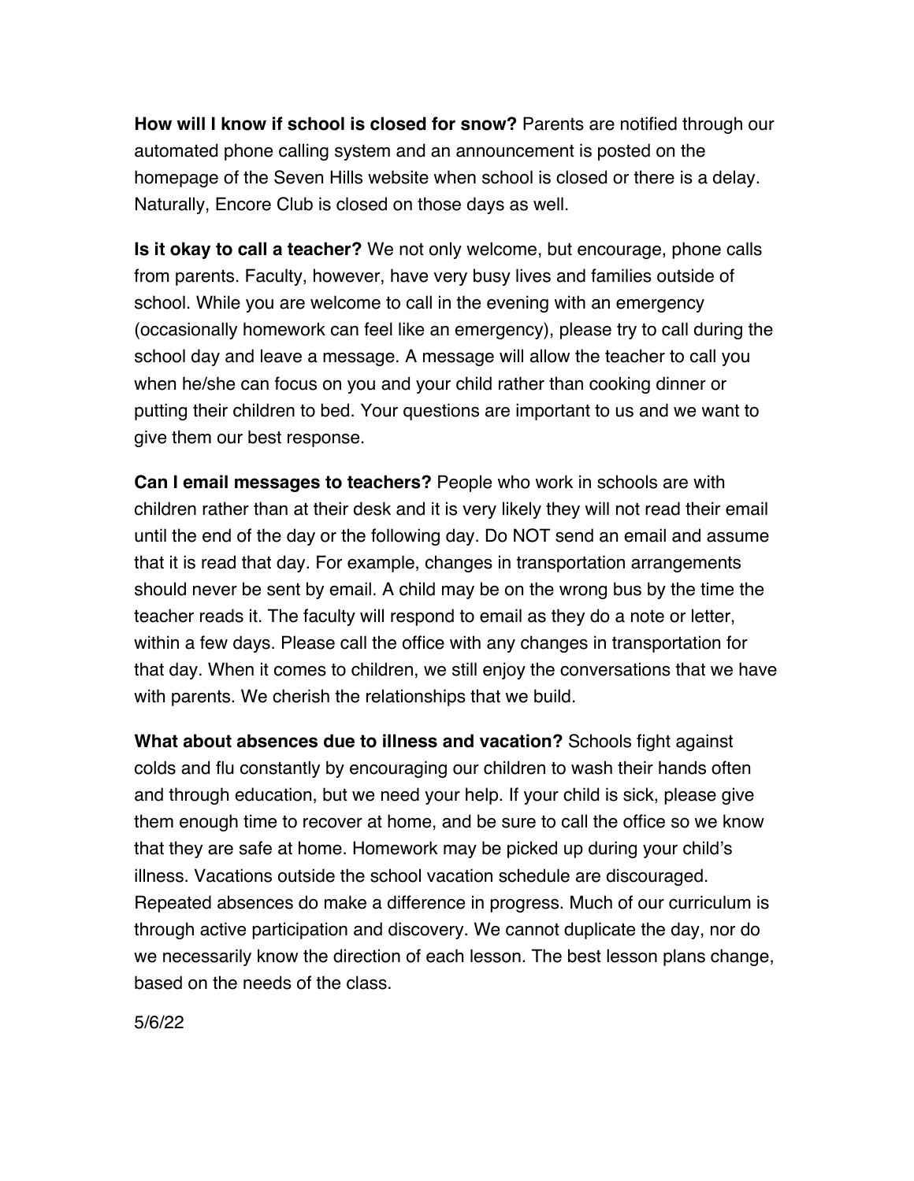**How will I know if school is closed for snow?** Parents are notified through our automated phone calling system and an announcement is posted on the homepage of the Seven Hills website when school is closed or there is a delay. Naturally, Encore Club is closed on those days as well.

**Is it okay to call a teacher?** We not only welcome, but encourage, phone calls from parents. Faculty, however, have very busy lives and families outside of school. While you are welcome to call in the evening with an emergency (occasionally homework can feel like an emergency), please try to call during the school day and leave a message. A message will allow the teacher to call you when he/she can focus on you and your child rather than cooking dinner or putting their children to bed. Your questions are important to us and we want to give them our best response.

**Can I email messages to teachers?** People who work in schools are with children rather than at their desk and it is very likely they will not read their email until the end of the day or the following day. Do NOT send an email and assume that it is read that day. For example, changes in transportation arrangements should never be sent by email. A child may be on the wrong bus by the time the teacher reads it. The faculty will respond to email as they do a note or letter, within a few days. Please call the office with any changes in transportation for that day. When it comes to children, we still enjoy the conversations that we have with parents. We cherish the relationships that we build.

**What about absences due to illness and vacation?** Schools fight against colds and flu constantly by encouraging our children to wash their hands often and through education, but we need your help. If your child is sick, please give them enough time to recover at home, and be sure to call the office so we know that they are safe at home. Homework may be picked up during your child's illness. Vacations outside the school vacation schedule are discouraged. Repeated absences do make a difference in progress. Much of our curriculum is through active participation and discovery. We cannot duplicate the day, nor do we necessarily know the direction of each lesson. The best lesson plans change, based on the needs of the class.

5/6/22